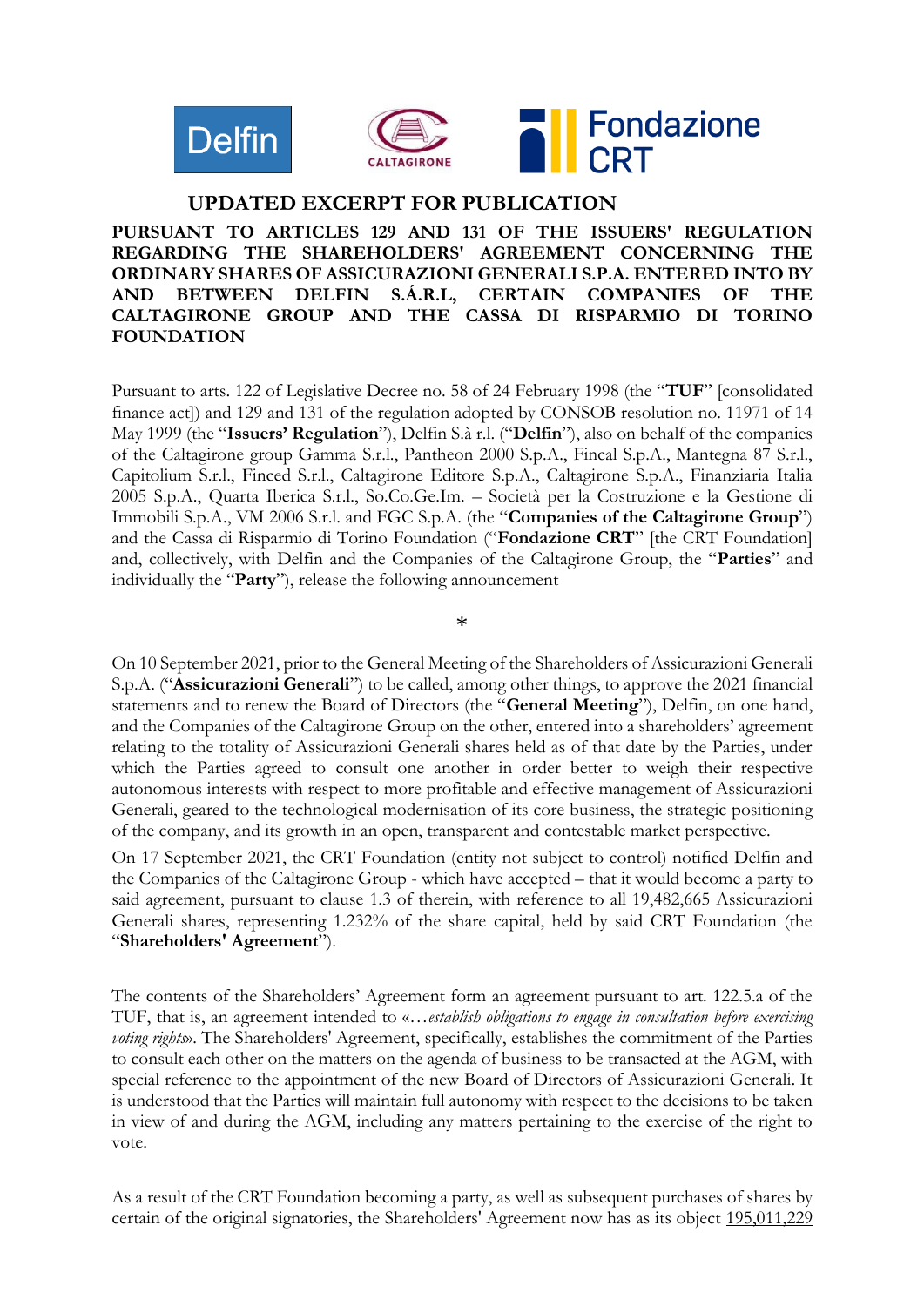# UPDATED EXCERPT FOR PUBLICATION

**PURSUANT TO ARTICLES 129 AND 131 OF THE ISSUERS' REGULATION REGARDING THE SHAREHOLDERS' AGREEMENT CONCERNING THE ORDINARY SHARES OF ASSICURAZIONI GENERALI S.P.A. ENTERED INTO BY AND BETWEEN DELFIN S.Á.R.L, CERTAIN COMPANIES OF THE CALTAGIRONE GROUP AND THE CASSA DI RISPARMIO DI TORINO FOUNDATION**

Pursuant to arts. 122 of Legislative Decree no. 58 of 24 February 1998 (the "**TUF**" [consolidated finance act]) and 129 and 131 of the regulation adopted by CONSOB resolution no. 11971 of 14 May 1999 (the "**Issuers' Regulation**"), Delfin S.à r.l. ("**Delfin**"), also on behalf of the companies of the Caltagirone group Gamma S.r.l., Pantheon 2000 S.p.A., Fincal S.p.A., Mantegna 87 S.r.l., Capitolium S.r.l., Finced S.r.l., Caltagirone Editore S.p.A., Caltagirone S.p.A., Finanziaria Italia 2005 S.p.A., Quarta Iberica S.r.l., So.Co.Ge.Im. – Società per la Costruzione e la Gestione di Immobili S.p.A., VM 2006 S.r.l. and FGC S.p.A. (the "**Companies of the Caltagirone Group**") and the Cassa di Risparmio di Torino Foundation ("**Fondazione CRT**" [the CRT Foundation] and, collectively, with Delfin and the Companies of the Caltagirone Group, the "**Parties**" and individually the "**Party**"), release the following announcement

*

On 10 September 2021, prior to the General Meeting of the Shareholders of Assicurazioni Generali S.p.A. ("**Assicurazioni Generali**") to be called, among other things, to approve the 2021 financial statements and to renew the Board of Directors (the "**General Meeting**"), Delfin, on one hand, and the Companies of the Caltagirone Group on the other, entered into a shareholders' agreement relating to the totality of Assicurazioni Generali shares held as of that date by the Parties, under which the Parties agreed to consult one another in order better to weigh their respective autonomous interests with respect to more profitable and effective management of Assicurazioni Generali, geared to the technological modernisation of its core business, the strategic positioning of the company, and its growth in an open, transparent and contestable market perspective.

On 17 September 2021, the CRT Foundation (entity not subject to control) notified Delfin and the Companies of the Caltagirone Group - which have accepted – that it would become a party to said agreement, pursuant to clause 1.3 of therein, with reference to all 19,482,665 Assicurazioni Generali shares, representing 1.232% of the share capital, held by said CRT Foundation (the "**Shareholders' Agreement**").

The contents of the Shareholders' Agreement form an agreement pursuant to art. 122.5.a of the TUF, that is, an agreement intended to «…*establish obligations to engage in consultation before exercising voting rights*». The Shareholders' Agreement, specifically, establishes the commitment of the Parties to consult each other on the matters on the agenda of business to be transacted at the AGM, with special reference to the appointment of the new Board of Directors of Assicurazioni Generali. It is understood that the Parties will maintain full autonomy with respect to the decisions to be taken in view of and during the AGM, including any matters pertaining to the exercise of the right to vote.

As a result of the CRT Foundation becoming a party, as well as subsequent purchases of shares by certain of the original signatories, the Shareholders' Agreement now has as its object <u>195,011,229</u>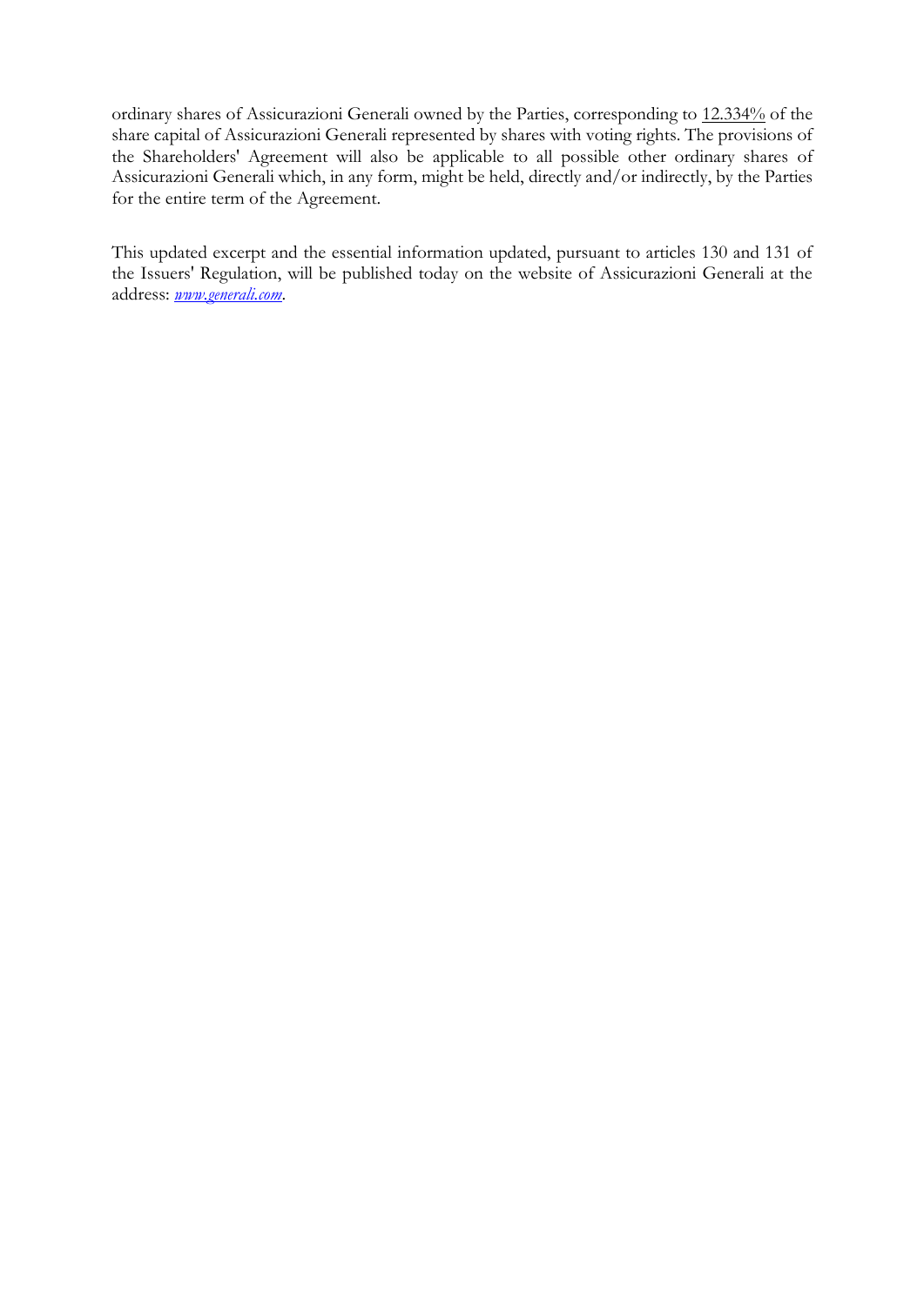ordinary shares of Assicurazioni Generali owned by the Parties, corresponding to 12.334% of the share capital of Assicurazioni Generali represented by shares with voting rights. The provisions of the Shareholders' Agreement will also be applicable to all possible other ordinary shares of Assicurazioni Generali which, in any form, might be held, directly and/or indirectly, by the Parties for the entire term of the Agreement.

This updated excerpt and the essential information updated, pursuant to articles 130 and 131 of the Issuers' Regulation, will be published today on the website of Assicurazioni Generali at the address: *www.generali.com*.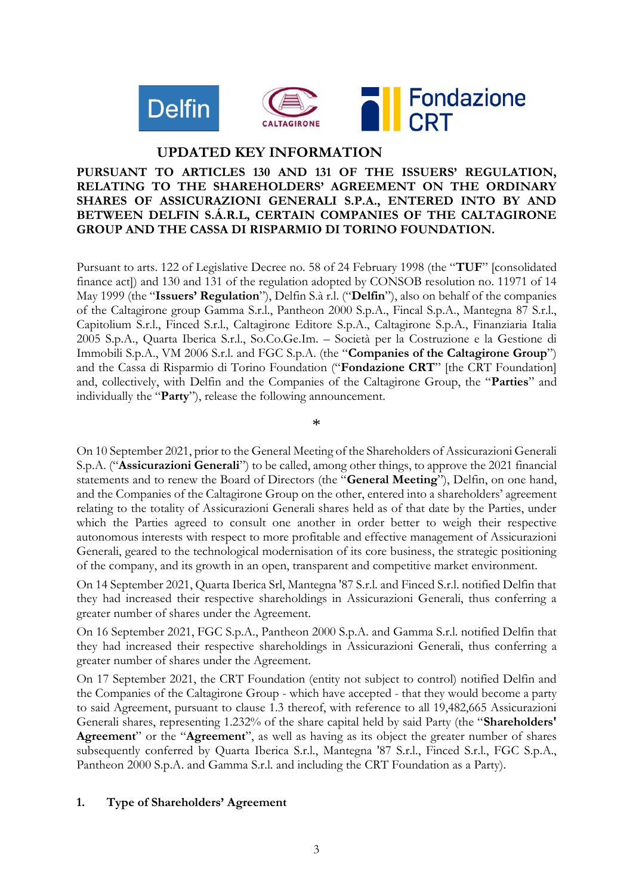## UPDATED KEY INFORMATION

**PURSUANT TO ARTICLES 130 AND 131 OF THE ISSUERS' REGULATION, RELATING TO THE SHAREHOLDERS' AGREEMENT ON THE ORDINARY SHARES OF ASSICURAZIONI GENERALI S.P.A., ENTERED INTO BY AND BETWEEN DELFIN S.Á.R.L, CERTAIN COMPANIES OF THE CALTAGIRONE GROUP AND THE CASSA DI RISPARMIO DI TORINO FOUNDATION.**

Pursuant to arts. 122 of Legislative Decree no. 58 of 24 February 1998 (the "**TUF**" [consolidated finance act]) and 130 and 131 of the regulation adopted by CONSOB resolution no. 11971 of 14 May 1999 (the "**Issuers' Regulation**"), Delfin S.à r.l. ("**Delfin**"), also on behalf of the companies of the Caltagirone group Gamma S.r.l., Pantheon 2000 S.p.A., Fincal S.p.A., Mantegna 87 S.r.l., Capitolium S.r.l., Finced S.r.l., Caltagirone Editore S.p.A., Caltagirone S.p.A., Finanziaria Italia 2005 S.p.A., Quarta Iberica S.r.l., So.Co.Ge.Im. – Società per la Costruzione e la Gestione di Immobili S.p.A., VM 2006 S.r.l. and FGC S.p.A. (the "**Companies of the Caltagirone Group**") and the Cassa di Risparmio di Torino Foundation ("**Fondazione CRT**" [the CRT Foundation] and, collectively, with Delfin and the Companies of the Caltagirone Group, the "**Parties**" and individually the "**Party**"), release the following announcement.

*

On 10 September 2021, prior to the General Meeting of the Shareholders of Assicurazioni Generali S.p.A. ("**Assicurazioni Generali**") to be called, among other things, to approve the 2021 financial statements and to renew the Board of Directors (the "**General Meeting**"), Delfin, on one hand, and the Companies of the Caltagirone Group on the other, entered into a shareholders' agreement relating to the totality of Assicurazioni Generali shares held as of that date by the Parties, under which the Parties agreed to consult one another in order better to weigh their respective autonomous interests with respect to more profitable and effective management of Assicurazioni Generali, geared to the technological modernisation of its core business, the strategic positioning of the company, and its growth in an open, transparent and competitive market environment.

On 14 September 2021, Quarta Iberica Srl, Mantegna '87 S.r.l. and Finced S.r.l. notified Delfin that they had increased their respective shareholdings in Assicurazioni Generali, thus conferring a greater number of shares under the Agreement.

On 16 September 2021, FGC S.p.A., Pantheon 2000 S.p.A. and Gamma S.r.l. notified Delfin that they had increased their respective shareholdings in Assicurazioni Generali, thus conferring a greater number of shares under the Agreement.

On 17 September 2021, the CRT Foundation (entity not subject to control) notified Delfin and the Companies of the Caltagirone Group - which have accepted - that they would become a party to said Agreement, pursuant to clause 1.3 thereof, with reference to all 19,482,665 Assicurazioni Generali shares, representing 1.232% of the share capital held by said Party (the "**Shareholders' Agreement**" or the "**Agreement**", as well as having as its object the greater number of shares subsequently conferred by Quarta Iberica S.r.l., Mantegna '87 S.r.l., Finced S.r.l., FGC S.p.A., Pantheon 2000 S.p.A. and Gamma S.r.l. and including the CRT Foundation as a Party).

### 1. Type of Shareholders' Agreement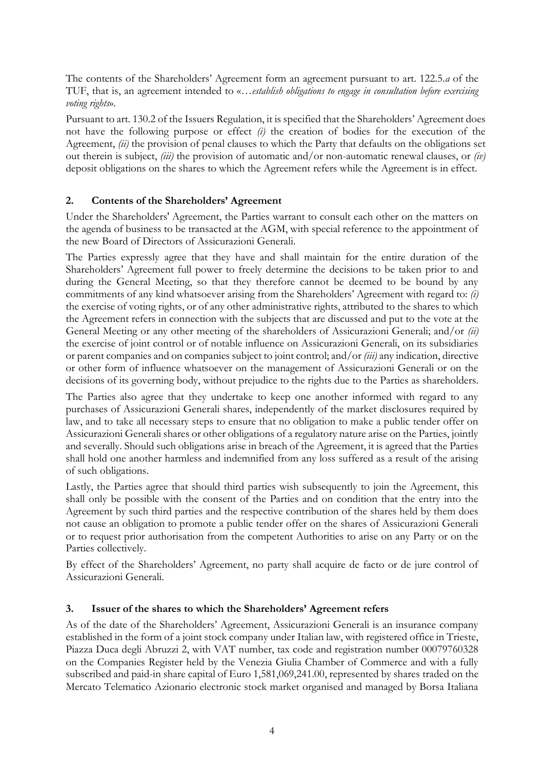The contents of the Shareholders' Agreement form an agreement pursuant to art. 122.5.*a* of the TUF, that is, an agreement intended to «…*establish obligations to engage in consultation before exercising voting rights*».

Pursuant to art. 130.2 of the Issuers Regulation, it is specified that the Shareholders' Agreement does not have the following purpose or effect *(i)* the creation of bodies for the execution of the Agreement, *(ii)* the provision of penal clauses to which the Party that defaults on the obligations set out therein is subject, *(iii)* the provision of automatic and/or non-automatic renewal clauses, or *(iv)* deposit obligations on the shares to which the Agreement refers while the Agreement is in effect.

## 2. Contents of the Shareholders' Agreement

Under the Shareholders' Agreement, the Parties warrant to consult each other on the matters on the agenda of business to be transacted at the AGM, with special reference to the appointment of the new Board of Directors of Assicurazioni Generali.

The Parties expressly agree that they have and shall maintain for the entire duration of the Shareholders' Agreement full power to freely determine the decisions to be taken prior to and during the General Meeting, so that they therefore cannot be deemed to be bound by any commitments of any kind whatsoever arising from the Shareholders' Agreement with regard to: *(i)* the exercise of voting rights, or of any other administrative rights, attributed to the shares to which the Agreement refers in connection with the subjects that are discussed and put to the vote at the General Meeting or any other meeting of the shareholders of Assicurazioni Generali; and/or *(ii)* the exercise of joint control or of notable influence on Assicurazioni Generali, on its subsidiaries or parent companies and on companies subject to joint control; and/or *(iii)* any indication, directive or other form of influence whatsoever on the management of Assicurazioni Generali or on the decisions of its governing body, without prejudice to the rights due to the Parties as shareholders.

The Parties also agree that they undertake to keep one another informed with regard to any purchases of Assicurazioni Generali shares, independently of the market disclosures required by law, and to take all necessary steps to ensure that no obligation to make a public tender offer on Assicurazioni Generali shares or other obligations of a regulatory nature arise on the Parties, jointly and severally. Should such obligations arise in breach of the Agreement, it is agreed that the Parties shall hold one another harmless and indemnified from any loss suffered as a result of the arising of such obligations.

Lastly, the Parties agree that should third parties wish subsequently to join the Agreement, this shall only be possible with the consent of the Parties and on condition that the entry into the Agreement by such third parties and the respective contribution of the shares held by them does not cause an obligation to promote a public tender offer on the shares of Assicurazioni Generali or to request prior authorisation from the competent Authorities to arise on any Party or on the Parties collectively.

By effect of the Shareholders' Agreement, no party shall acquire de facto or de jure control of Assicurazioni Generali.

## 3. Issuer of the shares to which the Shareholders' Agreement refers

As of the date of the Shareholders' Agreement, Assicurazioni Generali is an insurance company established in the form of a joint stock company under Italian law, with registered office in Trieste, Piazza Duca degli Abruzzi 2, with VAT number, tax code and registration number 00079760328 on the Companies Register held by the Venezia Giulia Chamber of Commerce and with a fully subscribed and paid-in share capital of Euro 1,581,069,241.00, represented by shares traded on the Mercato Telematico Azionario electronic stock market organised and managed by Borsa Italiana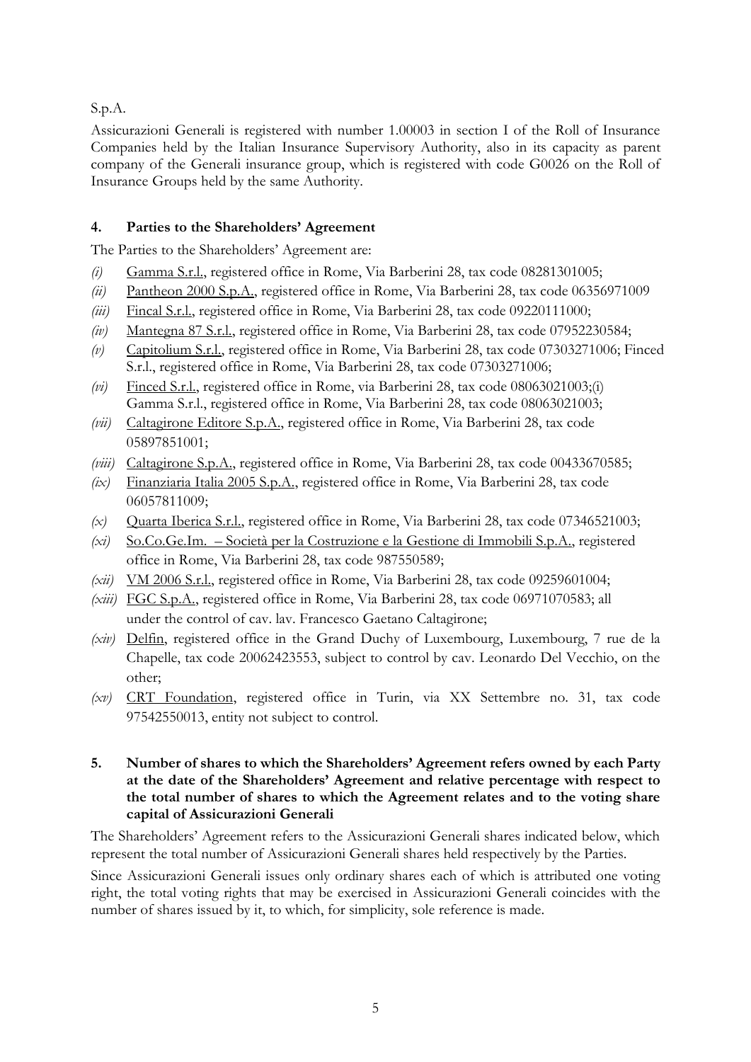S.p.A.

Assicurazioni Generali is registered with number 1.00003 in section I of the Roll of Insurance Companies held by the Italian Insurance Supervisory Authority, also in its capacity as parent company of the Generali insurance group, which is registered with code G0026 on the Roll of Insurance Groups held by the same Authority.

### 4. Parties to the Shareholders' Agreement

The Parties to the Shareholders' Agreement are:

- *(i)* Gamma S.r.l., registered office in Rome, Via Barberini 28, tax code 08281301005;
- *(ii)* Pantheon 2000 S.p.A., registered office in Rome, Via Barberini 28, tax code 06356971009
- *(iii)* Fincal S.r.l., registered office in Rome, Via Barberini 28, tax code 09220111000;
- *(iv)* Mantegna 87 S.r.l., registered office in Rome, Via Barberini 28, tax code 07952230584;
- *(v)* Capitolium S.r.l., registered office in Rome, Via Barberini 28, tax code 07303271006; Finced S.r.l., registered office in Rome, Via Barberini 28, tax code 07303271006;
- *(vi)* Finced S.r.l., registered office in Rome, via Barberini 28, tax code 08063021003;(i) Gamma S.r.l., registered office in Rome, Via Barberini 28, tax code 08063021003;
- *(vii)* Caltagirone Editore S.p.A., registered office in Rome, Via Barberini 28, tax code 05897851001;
- *(viii)* Caltagirone S.p.A., registered office in Rome, Via Barberini 28, tax code 00433670585;
- *(ix)* Finanziaria Italia 2005 S.p.A., registered office in Rome, Via Barberini 28, tax code 06057811009;
- *(x)* Quarta Iberica S.r.l., registered office in Rome, Via Barberini 28, tax code 07346521003;
- *(xi)* So.Co.Ge.Im. – Società per la Costruzione e la Gestione di Immobili S.p.A., registered office in Rome, Via Barberini 28, tax code 987550589;
- *(xii)* VM 2006 S.r.l., registered office in Rome, Via Barberini 28, tax code 09259601004;
- *(xiii)* FGC S.p.A., registered office in Rome, Via Barberini 28, tax code 06971070583; all under the control of cav. lav. Francesco Gaetano Caltagirone;
- *(xiv)* Delfin, registered office in the Grand Duchy of Luxembourg, Luxembourg, 7 rue de la Chapelle, tax code 20062423553, subject to control by cav. Leonardo Del Vecchio, on the other;
- *(xv)* CRT Foundation, registered office in Turin, via XX Settembre no. 31, tax code 97542550013, entity not subject to control.

### 5. Number of shares to which the Shareholders' Agreement refers owned by each Party at the date of the Shareholders' Agreement and relative percentage with respect to the total number of shares to which the Agreement relates and to the voting share capital of Assicurazioni Generali

The Shareholders' Agreement refers to the Assicurazioni Generali shares indicated below, which represent the total number of Assicurazioni Generali shares held respectively by the Parties.

Since Assicurazioni Generali issues only ordinary shares each of which is attributed one voting right, the total voting rights that may be exercised in Assicurazioni Generali coincides with the number of shares issued by it, to which, for simplicity, sole reference is made.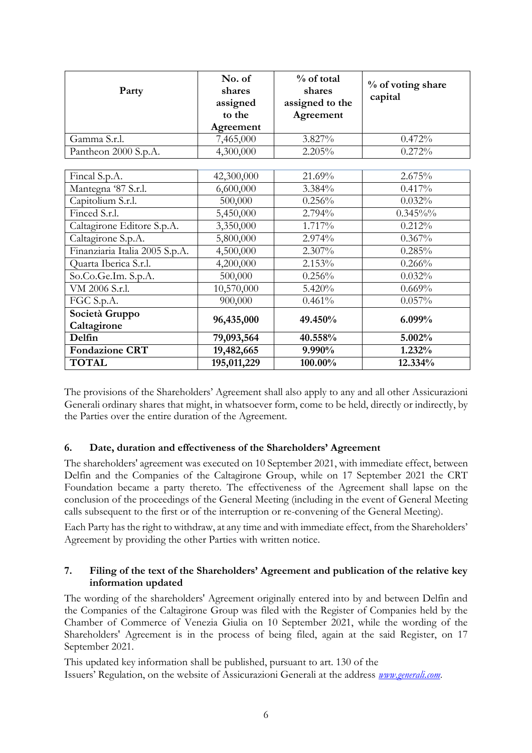| Party | No. of shares assigned to the Agreement | % of total shares assigned to the Agreement | % of voting share capital |
|---|---|---|---|
| Gamma S.r.l. | 7,465,000 | 3.827% | 0.472% |
| Pantheon 2000 S.p.A. | 4,300,000 | 2.205% | 0.272% |
| Fincal S.p.A. | 42,300,000 | 21.69% | 2.675% |
| Mantegna '87 S.r.l. | 6,600,000 | 3.384% | 0.417% |
| Capitolium S.r.l. | 500,000 | 0.256% | 0.032% |
| Finced S.r.l. | 5,450,000 | 2.794% | 0.345%% |
| Caltagirone Editore S.p.A. | 3,350,000 | 1.717% | 0.212% |
| Caltagirone S.p.A. | 5,800,000 | 2.974% | 0.367% |
| Finanziaria Italia 2005 S.p.A. | 4,500,000 | 2.307% | 0.285% |
| Quarta Iberica S.r.l. | 4,200,000 | 2.153% | 0.266% |
| So.Co.Ge.Im. S.p.A. | 500,000 | 0.256% | 0.032% |
| VM 2006 S.r.l. | 10,570,000 | 5.420% | 0.669% |
| FGC S.p.A. | 900,000 | 0.461% | 0.057% |
| **Società Gruppo Caltagirone** | **96,435,000** | **49.450%** | **6.099%** |
| **Delfin** | **79,093,564** | **40.558%** | **5.002%** |
| **Fondazione CRT** | **19,482,665** | **9.990%** | **1.232%** |
| **TOTAL** | **195,011,229** | **100.00%** | **12.334%** |

The provisions of the Shareholders' Agreement shall also apply to any and all other Assicurazioni Generali ordinary shares that might, in whatsoever form, come to be held, directly or indirectly, by the Parties over the entire duration of the Agreement.

### 6. Date, duration and effectiveness of the Shareholders' Agreement

The shareholders' agreement was executed on 10 September 2021, with immediate effect, between Delfin and the Companies of the Caltagirone Group, while on 17 September 2021 the CRT Foundation became a party thereto. The effectiveness of the Agreement shall lapse on the conclusion of the proceedings of the General Meeting (including in the event of General Meeting calls subsequent to the first or of the interruption or re-convening of the General Meeting).

Each Party has the right to withdraw, at any time and with immediate effect, from the Shareholders' Agreement by providing the other Parties with written notice.

### 7. Filing of the text of the Shareholders' Agreement and publication of the relative key information updated

The wording of the shareholders' Agreement originally entered into by and between Delfin and the Companies of the Caltagirone Group was filed with the Register of Companies held by the Chamber of Commerce of Venezia Giulia on 10 September 2021, while the wording of the Shareholders' Agreement is in the process of being filed, again at the said Register, on 17 September 2021.

This updated key information shall be published, pursuant to art. 130 of the Issuers' Regulation, on the website of Assicurazioni Generali at the address *www.generali.com*.